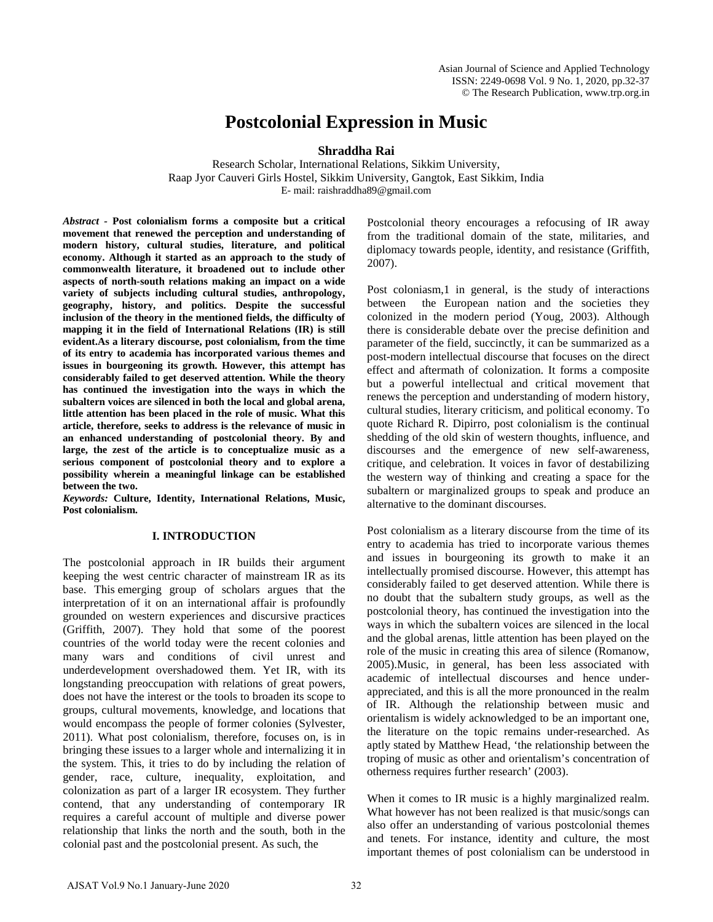# Postcolonial Expression in Music

**Shraddha Rai**

Research Scholar, International Relations, Sikkim University,
Raap Jyor Cauveri Girls Hostel, Sikkim University, Gangtok, East Sikkim, India
E- mail: raishraddha89@gmail.com

***Abstract* - Post colonialism forms a composite but a critical movement that renewed the perception and understanding of modern history, cultural studies, literature, and political economy. Although it started as an approach to the study of commonwealth literature, it broadened out to include other aspects of north-south relations making an impact on a wide variety of subjects including cultural studies, anthropology, geography, history, and politics. Despite the successful inclusion of the theory in the mentioned fields, the difficulty of mapping it in the field of International Relations (IR) is still evident.As a literary discourse, post colonialism, from the time of its entry to academia has incorporated various themes and issues in bourgeoning its growth. However, this attempt has considerably failed to get deserved attention. While the theory has continued the investigation into the ways in which the subaltern voices are silenced in both the local and global arena, little attention has been placed in the role of music. What this article, therefore, seeks to address is the relevance of music in an enhanced understanding of postcolonial theory. By and large, the zest of the article is to conceptualize music as a serious component of postcolonial theory and to explore a possibility wherein a meaningful linkage can be established between the two.**

***Keywords:* Culture, Identity, International Relations, Music, Post colonialism.**

## I. INTRODUCTION

The postcolonial approach in IR builds their argument keeping the west centric character of mainstream IR as its base. This emerging group of scholars argues that the interpretation of it on an international affair is profoundly grounded on western experiences and discursive practices (Griffith, 2007). They hold that some of the poorest countries of the world today were the recent colonies and many wars and conditions of civil unrest and underdevelopment overshadowed them. Yet IR, with its longstanding preoccupation with relations of great powers, does not have the interest or the tools to broaden its scope to groups, cultural movements, knowledge, and locations that would encompass the people of former colonies (Sylvester, 2011). What post colonialism, therefore, focuses on, is in bringing these issues to a larger whole and internalizing it in the system. This, it tries to do by including the relation of gender, race, culture, inequality, exploitation, and colonization as part of a larger IR ecosystem. They further contend, that any understanding of contemporary IR requires a careful account of multiple and diverse power relationship that links the north and the south, both in the colonial past and the postcolonial present. As such, the Postcolonial theory encourages a refocusing of IR away from the traditional domain of the state, militaries, and diplomacy towards people, identity, and resistance (Griffith, 2007).

Post coloniasm,1 in general, is the study of interactions between the European nation and the societies they colonized in the modern period (Youg, 2003). Although there is considerable debate over the precise definition and parameter of the field, succinctly, it can be summarized as a post-modern intellectual discourse that focuses on the direct effect and aftermath of colonization. It forms a composite but a powerful intellectual and critical movement that renews the perception and understanding of modern history, cultural studies, literary criticism, and political economy. To quote Richard R. Dipirro, post colonialism is the continual shedding of the old skin of western thoughts, influence, and discourses and the emergence of new self-awareness, critique, and celebration. It voices in favor of destabilizing the western way of thinking and creating a space for the subaltern or marginalized groups to speak and produce an alternative to the dominant discourses.

Post colonialism as a literary discourse from the time of its entry to academia has tried to incorporate various themes and issues in bourgeoning its growth to make it an intellectually promised discourse. However, this attempt has considerably failed to get deserved attention. While there is no doubt that the subaltern study groups, as well as the postcolonial theory, has continued the investigation into the ways in which the subaltern voices are silenced in the local and the global arenas, little attention has been played on the role of the music in creating this area of silence (Romanow, 2005).Music, in general, has been less associated with academic of intellectual discourses and hence under-appreciated, and this is all the more pronounced in the realm of IR. Although the relationship between music and orientalism is widely acknowledged to be an important one, the literature on the topic remains under-researched. As aptly stated by Matthew Head, 'the relationship between the troping of music as other and orientalism's concentration of otherness requires further research' (2003).

When it comes to IR music is a highly marginalized realm. What however has not been realized is that music/songs can also offer an understanding of various postcolonial themes and tenets. For instance, identity and culture, the most important themes of post colonialism can be understood in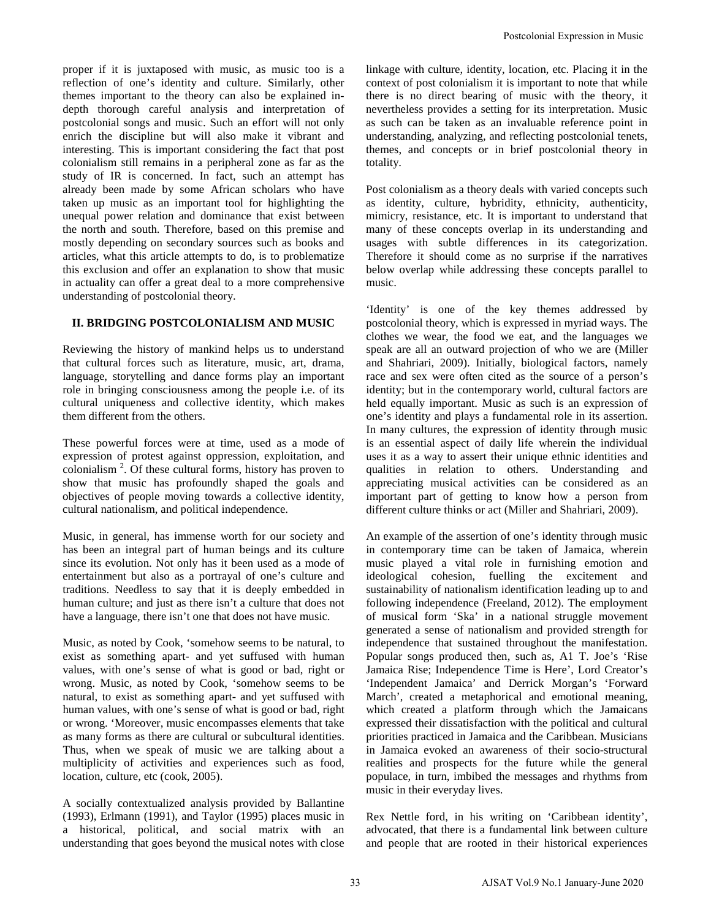proper if it is juxtaposed with music, as music too is a reflection of one's identity and culture. Similarly, other themes important to the theory can also be explained in-depth thorough careful analysis and interpretation of postcolonial songs and music. Such an effort will not only enrich the discipline but will also make it vibrant and interesting. This is important considering the fact that post colonialism still remains in a peripheral zone as far as the study of IR is concerned. In fact, such an attempt has already been made by some African scholars who have taken up music as an important tool for highlighting the unequal power relation and dominance that exist between the north and south. Therefore, based on this premise and mostly depending on secondary sources such as books and articles, what this article attempts to do, is to problematize this exclusion and offer an explanation to show that music in actuality can offer a great deal to a more comprehensive understanding of postcolonial theory.

## II. BRIDGING POSTCOLONIALISM AND MUSIC

Reviewing the history of mankind helps us to understand that cultural forces such as literature, music, art, drama, language, storytelling and dance forms play an important role in bringing consciousness among the people i.e. of its cultural uniqueness and collective identity, which makes them different from the others.

These powerful forces were at time, used as a mode of expression of protest against oppression, exploitation, and colonialism [2]. Of these cultural forms, history has proven to show that music has profoundly shaped the goals and objectives of people moving towards a collective identity, cultural nationalism, and political independence.

Music, in general, has immense worth for our society and has been an integral part of human beings and its culture since its evolution. Not only has it been used as a mode of entertainment but also as a portrayal of one's culture and traditions. Needless to say that it is deeply embedded in human culture; and just as there isn't a culture that does not have a language, there isn't one that does not have music.

Music, as noted by Cook, 'somehow seems to be natural, to exist as something apart- and yet suffused with human values, with one's sense of what is good or bad, right or wrong. Music, as noted by Cook, 'somehow seems to be natural, to exist as something apart- and yet suffused with human values, with one's sense of what is good or bad, right or wrong. 'Moreover, music encompasses elements that take as many forms as there are cultural or subcultural identities. Thus, when we speak of music we are talking about a multiplicity of activities and experiences such as food, location, culture, etc (cook, 2005).

A socially contextualized analysis provided by Ballantine (1993), Erlmann (1991), and Taylor (1995) places music in a historical, political, and social matrix with an understanding that goes beyond the musical notes with close linkage with culture, identity, location, etc. Placing it in the context of post colonialism it is important to note that while there is no direct bearing of music with the theory, it nevertheless provides a setting for its interpretation. Music as such can be taken as an invaluable reference point in understanding, analyzing, and reflecting postcolonial tenets, themes, and concepts or in brief postcolonial theory in totality.

Post colonialism as a theory deals with varied concepts such as identity, culture, hybridity, ethnicity, authenticity, mimicry, resistance, etc. It is important to understand that many of these concepts overlap in its understanding and usages with subtle differences in its categorization. Therefore it should come as no surprise if the narratives below overlap while addressing these concepts parallel to music.

'Identity' is one of the key themes addressed by postcolonial theory, which is expressed in myriad ways. The clothes we wear, the food we eat, and the languages we speak are all an outward projection of who we are (Miller and Shahriari, 2009). Initially, biological factors, namely race and sex were often cited as the source of a person's identity; but in the contemporary world, cultural factors are held equally important. Music as such is an expression of one's identity and plays a fundamental role in its assertion. In many cultures, the expression of identity through music is an essential aspect of daily life wherein the individual uses it as a way to assert their unique ethnic identities and qualities in relation to others. Understanding and appreciating musical activities can be considered as an important part of getting to know how a person from different culture thinks or act (Miller and Shahriari, 2009).

An example of the assertion of one's identity through music in contemporary time can be taken of Jamaica, wherein music played a vital role in furnishing emotion and ideological cohesion, fuelling the excitement and sustainability of nationalism identification leading up to and following independence (Freeland, 2012). The employment of musical form 'Ska' in a national struggle movement generated a sense of nationalism and provided strength for independence that sustained throughout the manifestation. Popular songs produced then, such as, A1 T. Joe's 'Rise Jamaica Rise; Independence Time is Here', Lord Creator's 'Independent Jamaica' and Derrick Morgan's 'Forward March', created a metaphorical and emotional meaning, which created a platform through which the Jamaicans expressed their dissatisfaction with the political and cultural priorities practiced in Jamaica and the Caribbean. Musicians in Jamaica evoked an awareness of their socio-structural realities and prospects for the future while the general populace, in turn, imbibed the messages and rhythms from music in their everyday lives.

Rex Nettle ford, in his writing on 'Caribbean identity', advocated, that there is a fundamental link between culture and people that are rooted in their historical experiences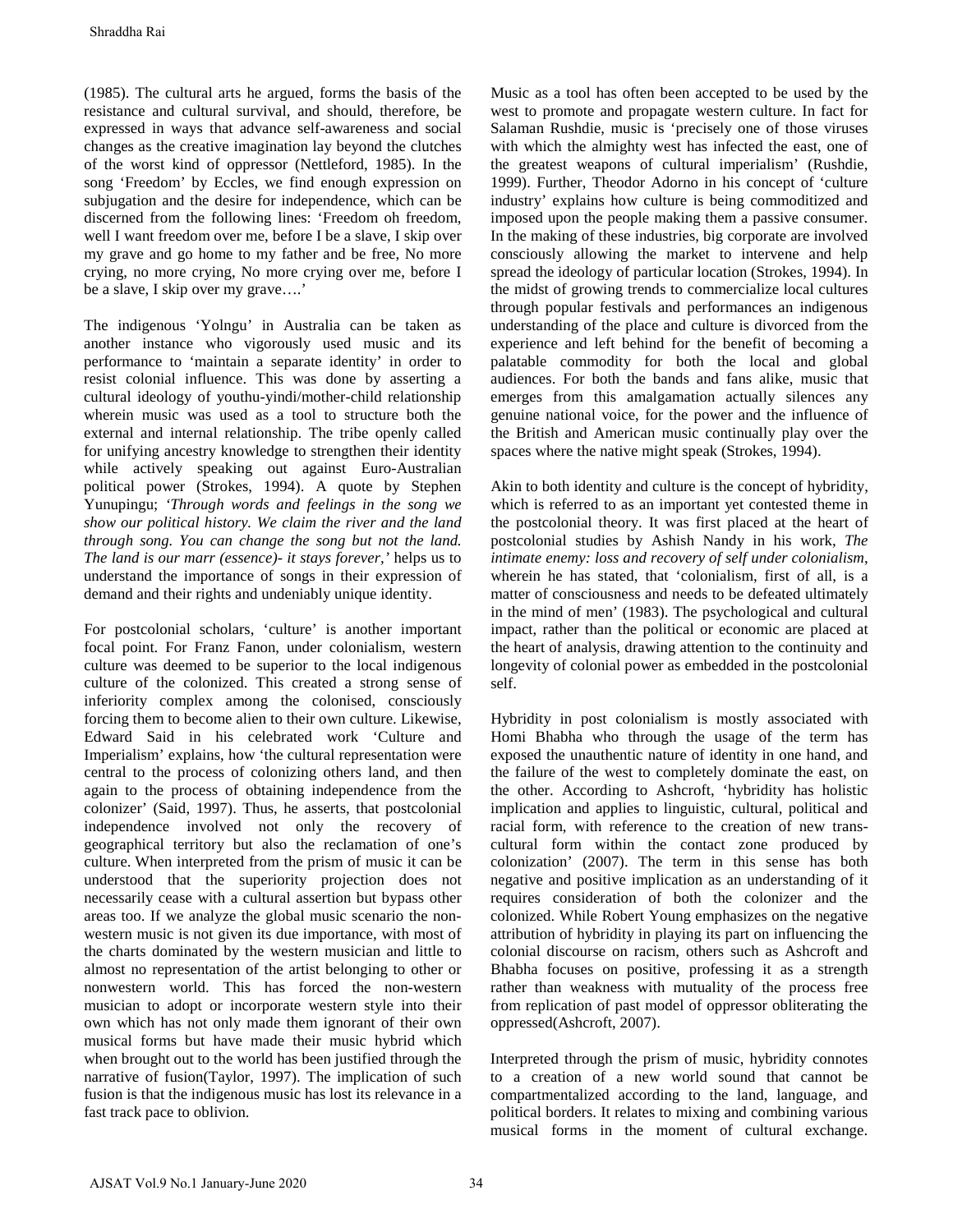(1985). The cultural arts he argued, forms the basis of the resistance and cultural survival, and should, therefore, be expressed in ways that advance self-awareness and social changes as the creative imagination lay beyond the clutches of the worst kind of oppressor (Nettleford, 1985). In the song 'Freedom' by Eccles, we find enough expression on subjugation and the desire for independence, which can be discerned from the following lines: 'Freedom oh freedom, well I want freedom over me, before I be a slave, I skip over my grave and go home to my father and be free, No more crying, no more crying, No more crying over me, before I be a slave, I skip over my grave….'

The indigenous 'Yolngu' in Australia can be taken as another instance who vigorously used music and its performance to 'maintain a separate identity' in order to resist colonial influence. This was done by asserting a cultural ideology of youthu-yindi/mother-child relationship wherein music was used as a tool to structure both the external and internal relationship. The tribe openly called for unifying ancestry knowledge to strengthen their identity while actively speaking out against Euro-Australian political power (Strokes, 1994). A quote by Stephen Yunupingu; *'Through words and feelings in the song we show our political history. We claim the river and the land through song. You can change the song but not the land. The land is our marr (essence)- it stays forever,'* helps us to understand the importance of songs in their expression of demand and their rights and undeniably unique identity.

For postcolonial scholars, 'culture' is another important focal point. For Franz Fanon, under colonialism, western culture was deemed to be superior to the local indigenous culture of the colonized. This created a strong sense of inferiority complex among the colonised, consciously forcing them to become alien to their own culture. Likewise, Edward Said in his celebrated work 'Culture and Imperialism' explains, how 'the cultural representation were central to the process of colonizing others land, and then again to the process of obtaining independence from the colonizer' (Said, 1997). Thus, he asserts, that postcolonial independence involved not only the recovery of geographical territory but also the reclamation of one's culture. When interpreted from the prism of music it can be understood that the superiority projection does not necessarily cease with a cultural assertion but bypass other areas too. If we analyze the global music scenario the non-western music is not given its due importance, with most of the charts dominated by the western musician and little to almost no representation of the artist belonging to other or nonwestern world. This has forced the non-western musician to adopt or incorporate western style into their own which has not only made them ignorant of their own musical forms but have made their music hybrid which when brought out to the world has been justified through the narrative of fusion(Taylor, 1997). The implication of such fusion is that the indigenous music has lost its relevance in a fast track pace to oblivion.

Music as a tool has often been accepted to be used by the west to promote and propagate western culture. In fact for Salaman Rushdie, music is 'precisely one of those viruses with which the almighty west has infected the east, one of the greatest weapons of cultural imperialism' (Rushdie, 1999). Further, Theodor Adorno in his concept of 'culture industry' explains how culture is being commoditized and imposed upon the people making them a passive consumer. In the making of these industries, big corporate are involved consciously allowing the market to intervene and help spread the ideology of particular location (Strokes, 1994). In the midst of growing trends to commercialize local cultures through popular festivals and performances an indigenous understanding of the place and culture is divorced from the experience and left behind for the benefit of becoming a palatable commodity for both the local and global audiences. For both the bands and fans alike, music that emerges from this amalgamation actually silences any genuine national voice, for the power and the influence of the British and American music continually play over the spaces where the native might speak (Strokes, 1994).

Akin to both identity and culture is the concept of hybridity, which is referred to as an important yet contested theme in the postcolonial theory. It was first placed at the heart of postcolonial studies by Ashish Nandy in his work, *The intimate enemy: loss and recovery of self under colonialism*, wherein he has stated, that 'colonialism, first of all, is a matter of consciousness and needs to be defeated ultimately in the mind of men' (1983). The psychological and cultural impact, rather than the political or economic are placed at the heart of analysis, drawing attention to the continuity and longevity of colonial power as embedded in the postcolonial self.

Hybridity in post colonialism is mostly associated with Homi Bhabha who through the usage of the term has exposed the unauthentic nature of identity in one hand, and the failure of the west to completely dominate the east, on the other. According to Ashcroft, 'hybridity has holistic implication and applies to linguistic, cultural, political and racial form, with reference to the creation of new trans-cultural form within the contact zone produced by colonization' (2007). The term in this sense has both negative and positive implication as an understanding of it requires consideration of both the colonizer and the colonized. While Robert Young emphasizes on the negative attribution of hybridity in playing its part on influencing the colonial discourse on racism, others such as Ashcroft and Bhabha focuses on positive, professing it as a strength rather than weakness with mutuality of the process free from replication of past model of oppressor obliterating the oppressed(Ashcroft, 2007).

Interpreted through the prism of music, hybridity connotes to a creation of a new world sound that cannot be compartmentalized according to the land, language, and political borders. It relates to mixing and combining various musical forms in the moment of cultural exchange.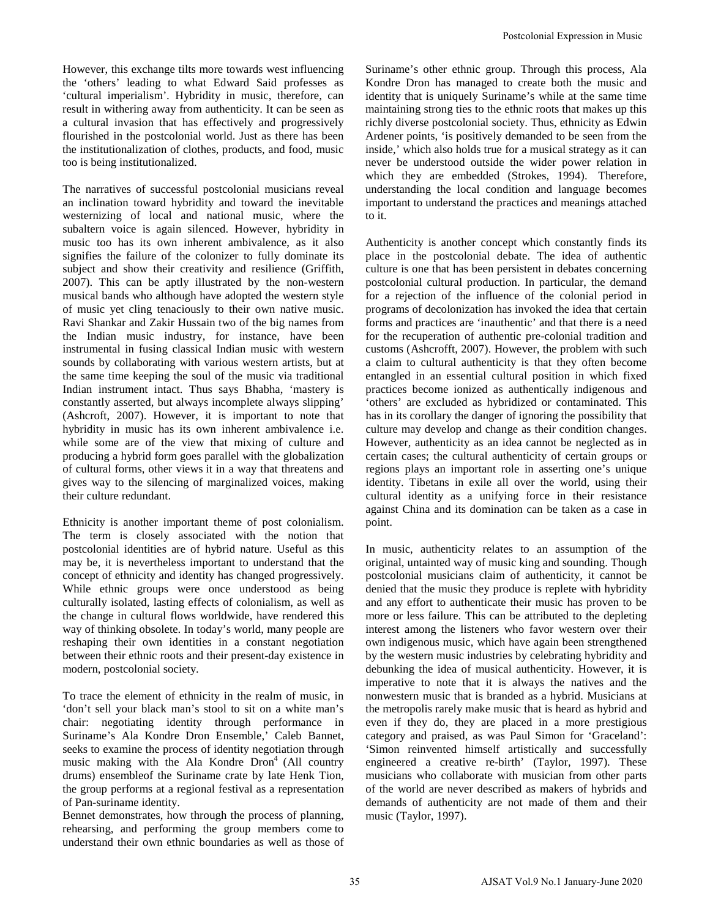However, this exchange tilts more towards west influencing the 'others' leading to what Edward Said professes as 'cultural imperialism'. Hybridity in music, therefore, can result in withering away from authenticity. It can be seen as a cultural invasion that has effectively and progressively flourished in the postcolonial world. Just as there has been the institutionalization of clothes, products, and food, music too is being institutionalized.

The narratives of successful postcolonial musicians reveal an inclination toward hybridity and toward the inevitable westernizing of local and national music, where the subaltern voice is again silenced. However, hybridity in music too has its own inherent ambivalence, as it also signifies the failure of the colonizer to fully dominate its subject and show their creativity and resilience (Griffith, 2007). This can be aptly illustrated by the non-western musical bands who although have adopted the western style of music yet cling tenaciously to their own native music. Ravi Shankar and Zakir Hussain two of the big names from the Indian music industry, for instance, have been instrumental in fusing classical Indian music with western sounds by collaborating with various western artists, but at the same time keeping the soul of the music via traditional Indian instrument intact. Thus says Bhabha, 'mastery is constantly asserted, but always incomplete always slipping' (Ashcroft, 2007). However, it is important to note that hybridity in music has its own inherent ambivalence i.e. while some are of the view that mixing of culture and producing a hybrid form goes parallel with the globalization of cultural forms, other views it in a way that threatens and gives way to the silencing of marginalized voices, making their culture redundant.

Ethnicity is another important theme of post colonialism. The term is closely associated with the notion that postcolonial identities are of hybrid nature. Useful as this may be, it is nevertheless important to understand that the concept of ethnicity and identity has changed progressively. While ethnic groups were once understood as being culturally isolated, lasting effects of colonialism, as well as the change in cultural flows worldwide, have rendered this way of thinking obsolete. In today's world, many people are reshaping their own identities in a constant negotiation between their ethnic roots and their present-day existence in modern, postcolonial society.

To trace the element of ethnicity in the realm of music, in 'don't sell your black man's stool to sit on a white man's chair: negotiating identity through performance in Suriname's Ala Kondre Dron Ensemble,' Caleb Bannet, seeks to examine the process of identity negotiation through music making with the Ala Kondre Dron[4] (All country drums) ensembleof the Suriname crate by late Henk Tion, the group performs at a regional festival as a representation of Pan-suriname identity.

Bennet demonstrates, how through the process of planning, rehearsing, and performing the group members come to understand their own ethnic boundaries as well as those of Suriname's other ethnic group. Through this process, Ala Kondre Dron has managed to create both the music and identity that is uniquely Suriname's while at the same time maintaining strong ties to the ethnic roots that makes up this richly diverse postcolonial society. Thus, ethnicity as Edwin Ardener points, 'is positively demanded to be seen from the inside,' which also holds true for a musical strategy as it can never be understood outside the wider power relation in which they are embedded (Strokes, 1994). Therefore, understanding the local condition and language becomes important to understand the practices and meanings attached to it.

Authenticity is another concept which constantly finds its place in the postcolonial debate. The idea of authentic culture is one that has been persistent in debates concerning postcolonial cultural production. In particular, the demand for a rejection of the influence of the colonial period in programs of decolonization has invoked the idea that certain forms and practices are 'inauthentic' and that there is a need for the recuperation of authentic pre-colonial tradition and customs (Ashcrofft, 2007). However, the problem with such a claim to cultural authenticity is that they often become entangled in an essential cultural position in which fixed practices become ionized as authentically indigenous and 'others' are excluded as hybridized or contaminated. This has in its corollary the danger of ignoring the possibility that culture may develop and change as their condition changes. However, authenticity as an idea cannot be neglected as in certain cases; the cultural authenticity of certain groups or regions plays an important role in asserting one's unique identity. Tibetans in exile all over the world, using their cultural identity as a unifying force in their resistance against China and its domination can be taken as a case in point.

In music, authenticity relates to an assumption of the original, untainted way of music king and sounding. Though postcolonial musicians claim of authenticity, it cannot be denied that the music they produce is replete with hybridity and any effort to authenticate their music has proven to be more or less failure. This can be attributed to the depleting interest among the listeners who favor western over their own indigenous music, which have again been strengthened by the western music industries by celebrating hybridity and debunking the idea of musical authenticity. However, it is imperative to note that it is always the natives and the nonwestern music that is branded as a hybrid. Musicians at the metropolis rarely make music that is heard as hybrid and even if they do, they are placed in a more prestigious category and praised, as was Paul Simon for 'Graceland': 'Simon reinvented himself artistically and successfully engineered a creative re-birth' (Taylor, 1997). These musicians who collaborate with musician from other parts of the world are never described as makers of hybrids and demands of authenticity are not made of them and their music (Taylor, 1997).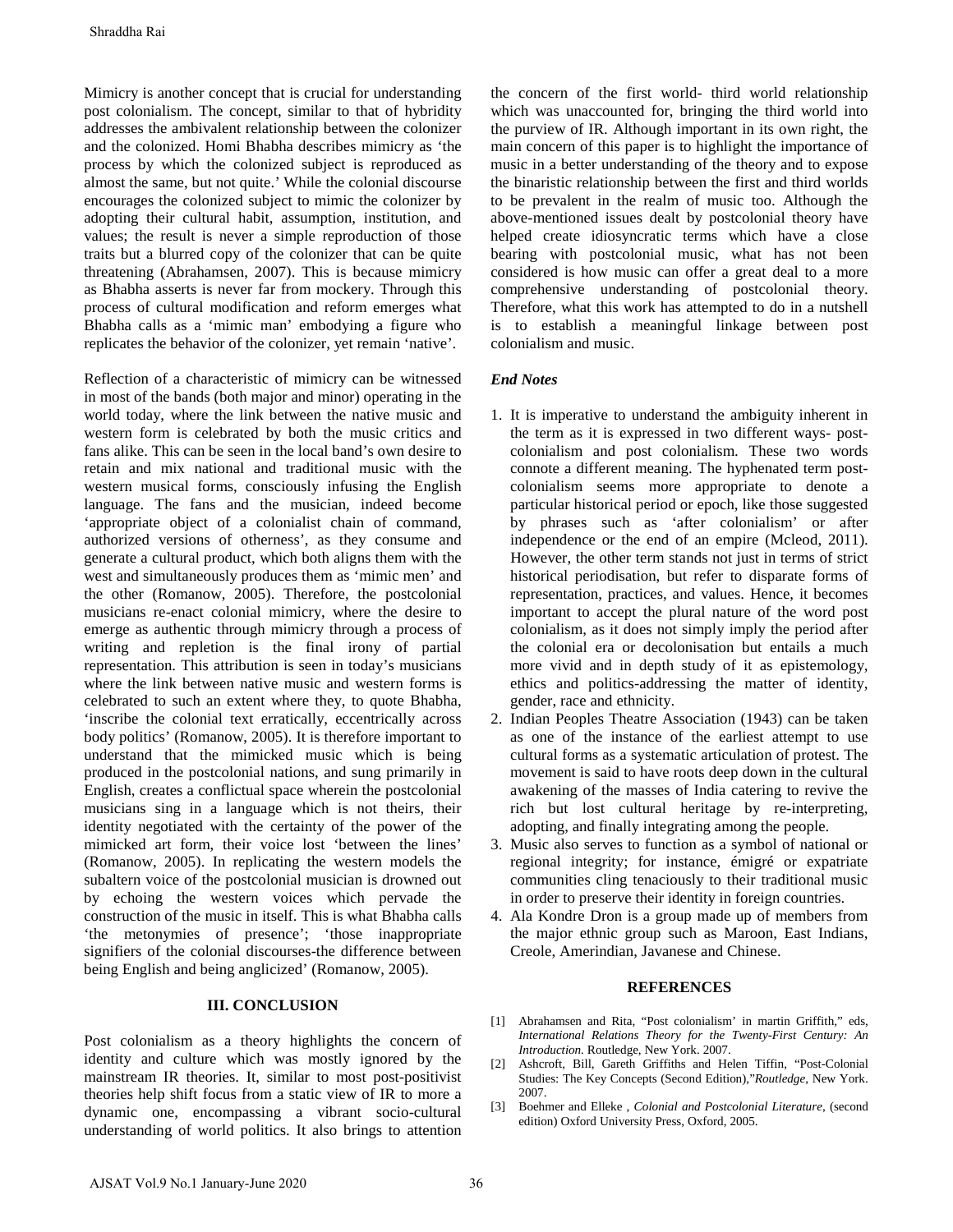Mimicry is another concept that is crucial for understanding post colonialism. The concept, similar to that of hybridity addresses the ambivalent relationship between the colonizer and the colonized. Homi Bhabha describes mimicry as 'the process by which the colonized subject is reproduced as almost the same, but not quite.' While the colonial discourse encourages the colonized subject to mimic the colonizer by adopting their cultural habit, assumption, institution, and values; the result is never a simple reproduction of those traits but a blurred copy of the colonizer that can be quite threatening (Abrahamsen, 2007). This is because mimicry as Bhabha asserts is never far from mockery. Through this process of cultural modification and reform emerges what Bhabha calls as a 'mimic man' embodying a figure who replicates the behavior of the colonizer, yet remain 'native'.

Reflection of a characteristic of mimicry can be witnessed in most of the bands (both major and minor) operating in the world today, where the link between the native music and western form is celebrated by both the music critics and fans alike. This can be seen in the local band's own desire to retain and mix national and traditional music with the western musical forms, consciously infusing the English language. The fans and the musician, indeed become 'appropriate object of a colonialist chain of command, authorized versions of otherness', as they consume and generate a cultural product, which both aligns them with the west and simultaneously produces them as 'mimic men' and the other (Romanow, 2005). Therefore, the postcolonial musicians re-enact colonial mimicry, where the desire to emerge as authentic through mimicry through a process of writing and repletion is the final irony of partial representation. This attribution is seen in today's musicians where the link between native music and western forms is celebrated to such an extent where they, to quote Bhabha, 'inscribe the colonial text erratically, eccentrically across body politics' (Romanow, 2005). It is therefore important to understand that the mimicked music which is being produced in the postcolonial nations, and sung primarily in English, creates a conflictual space wherein the postcolonial musicians sing in a language which is not theirs, their identity negotiated with the certainty of the power of the mimicked art form, their voice lost 'between the lines' (Romanow, 2005). In replicating the western models the subaltern voice of the postcolonial musician is drowned out by echoing the western voices which pervade the construction of the music in itself. This is what Bhabha calls 'the metonymies of presence'; 'those inappropriate signifiers of the colonial discourses-the difference between being English and being anglicized' (Romanow, 2005).

## III. CONCLUSION

Post colonialism as a theory highlights the concern of identity and culture which was mostly ignored by the mainstream IR theories. It, similar to most post-positivist theories help shift focus from a static view of IR to more a dynamic one, encompassing a vibrant socio-cultural understanding of world politics. It also brings to attention the concern of the first world- third world relationship which was unaccounted for, bringing the third world into the purview of IR. Although important in its own right, the main concern of this paper is to highlight the importance of music in a better understanding of the theory and to expose the binaristic relationship between the first and third worlds to be prevalent in the realm of music too. Although the above-mentioned issues dealt by postcolonial theory have helped create idiosyncratic terms which have a close bearing with postcolonial music, what has not been considered is how music can offer a great deal to a more comprehensive understanding of postcolonial theory. Therefore, what this work has attempted to do in a nutshell is to establish a meaningful linkage between post colonialism and music.

### *End Notes*

1. It is imperative to understand the ambiguity inherent in the term as it is expressed in two different ways- post-colonialism and post colonialism. These two words connote a different meaning. The hyphenated term post-colonialism seems more appropriate to denote a particular historical period or epoch, like those suggested by phrases such as 'after colonialism' or after independence or the end of an empire (Mcleod, 2011). However, the other term stands not just in terms of strict historical periodisation, but refer to disparate forms of representation, practices, and values. Hence, it becomes important to accept the plural nature of the word post colonialism, as it does not simply imply the period after the colonial era or decolonisation but entails a much more vivid and in depth study of it as epistemology, ethics and politics-addressing the matter of identity, gender, race and ethnicity.
2. Indian Peoples Theatre Association (1943) can be taken as one of the instance of the earliest attempt to use cultural forms as a systematic articulation of protest. The movement is said to have roots deep down in the cultural awakening of the masses of India catering to revive the rich but lost cultural heritage by re-interpreting, adopting, and finally integrating among the people.
3. Music also serves to function as a symbol of national or regional integrity; for instance, émigré or expatriate communities cling tenaciously to their traditional music in order to preserve their identity in foreign countries.
4. Ala Kondre Dron is a group made up of members from the major ethnic group such as Maroon, East Indians, Creole, Amerindian, Javanese and Chinese.

## REFERENCES

[1] Abrahamsen and Rita, "Post colonialism' in martin Griffith," eds, *International Relations Theory for the Twenty-First Century: An Introduction*. Routledge, New York. 2007.

[2] Ashcroft, Bill, Gareth Griffiths and Helen Tiffin, "Post-Colonial Studies: The Key Concepts (Second Edition),"*Routledge*, New York. 2007.

[3] Boehmer and Elleke , *Colonial and Postcolonial Literature,* (second edition) Oxford University Press, Oxford, 2005.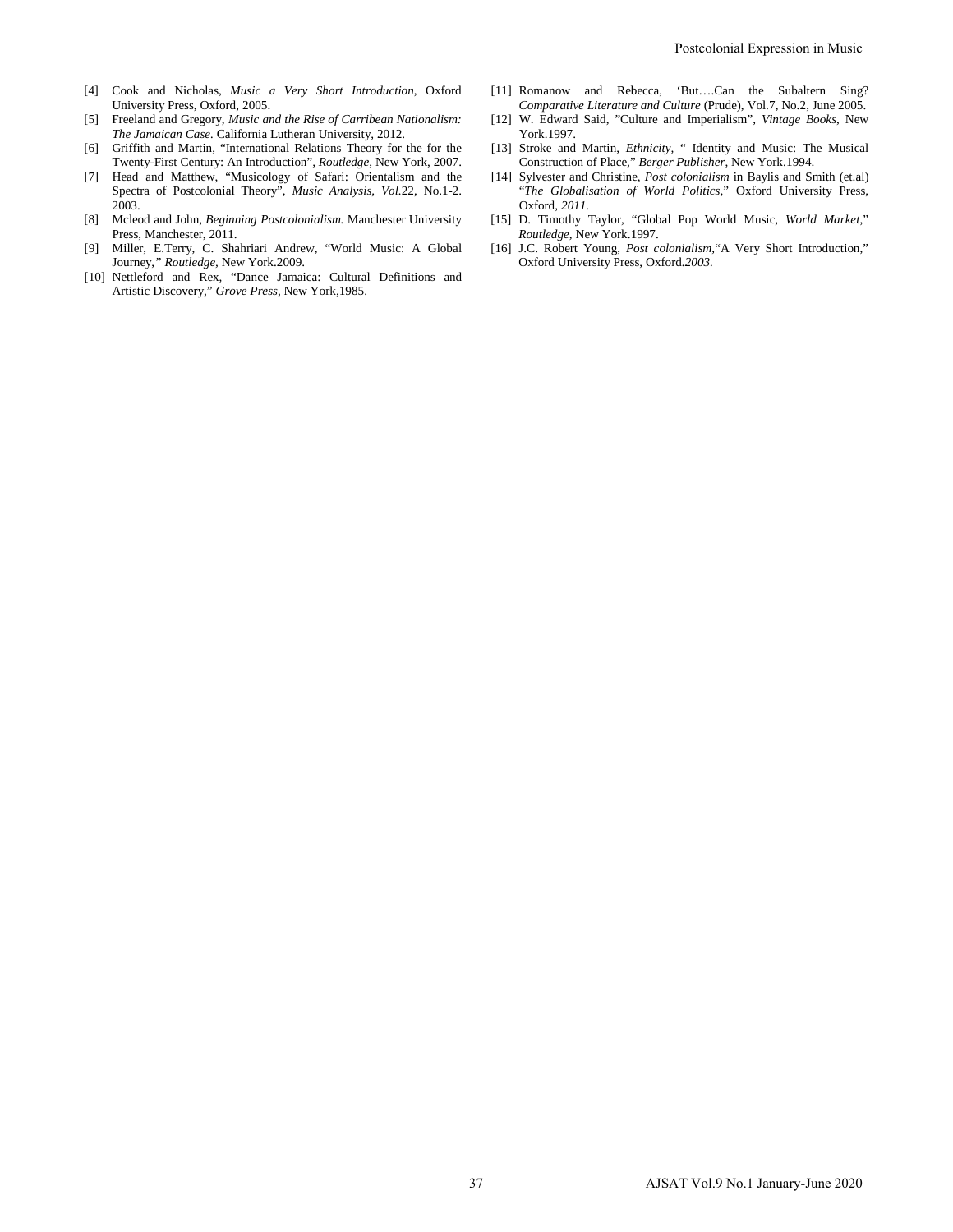[4] Cook and Nicholas, *Music a Very Short Introduction*, Oxford University Press, Oxford, 2005.

[5] Freeland and Gregory, *Music and the Rise of Carribean Nationalism: The Jamaican Case.* California Lutheran University, 2012.

[6] Griffith and Martin, "International Relations Theory for the for the Twenty-First Century: An Introduction", *Routledge*, New York, 2007.

[7] Head and Matthew, "Musicology of Safari: Orientalism and the Spectra of Postcolonial Theory", *Music Analysis, Vol.*22, No.1-2. 2003.

[8] Mcleod and John, *Beginning Postcolonialism.* Manchester University Press, Manchester, 2011.

[9] Miller, E.Terry, C. Shahriari Andrew, "World Music: A Global Journey,*" Routledge*, New York.2009.

[10] Nettleford and Rex, "Dance Jamaica: Cultural Definitions and Artistic Discovery," *Grove Press*, New York,1985.

[11] Romanow and Rebecca, 'But….Can the Subaltern Sing? *Comparative Literature and Culture* (Prude), Vol.7, No.2, June 2005.

[12] W. Edward Said, "Culture and Imperialism", *Vintage Books*, New York.1997.

[13] Stroke and Martin, *Ethnicity*, " Identity and Music: The Musical Construction of Place," *Berger Publisher*, New York.1994.

[14] Sylvester and Christine, *Post colonialism* in Baylis and Smith (et.al) "*The Globalisation of World Politics*," Oxford University Press, Oxford, *2011.*

[15] D. Timothy Taylor, "Global Pop World Music, *World Market*," *Routledge*, New York.1997.

[16] J.C. Robert Young, *Post colonialism*,"A Very Short Introduction," Oxford University Press, Oxford.*2003.*